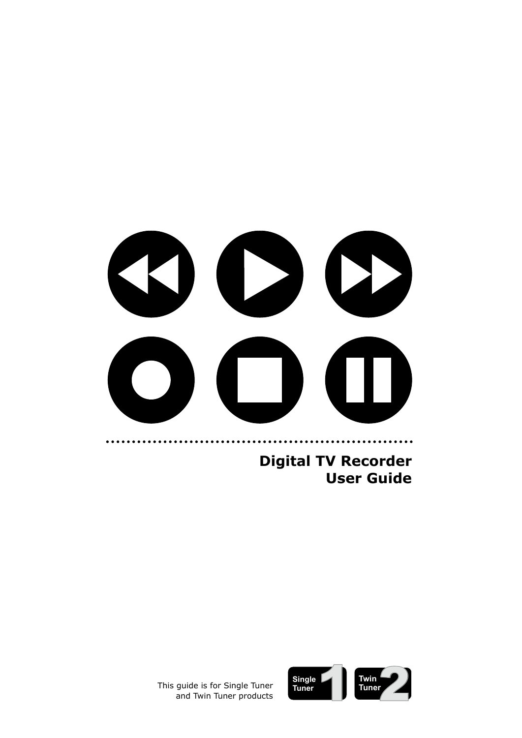# Digital TV Recorder User Guide

This guide is for Single Tuner and Twin Tuner products

Single Tuner 1

Twin Tuner 2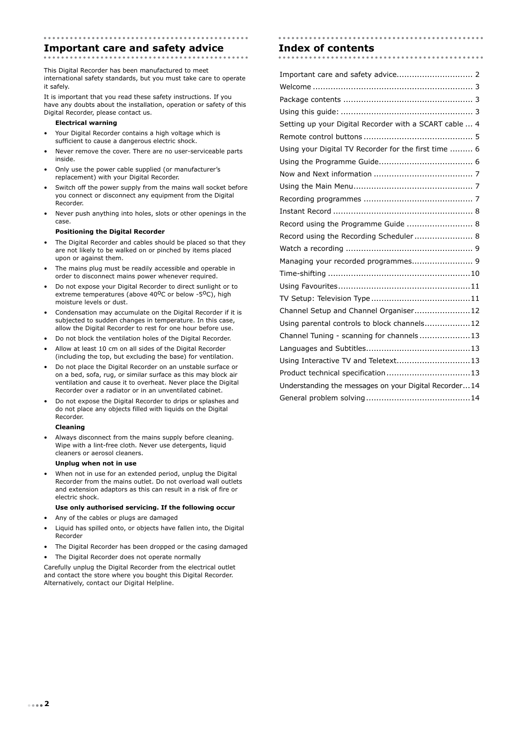## Important care and safety advice

This Digital Recorder has been manufactured to meet international safety standards, but you must take care to operate it safely.

It is important that you read these safety instructions. If you have any doubts about the installation, operation or safety of this Digital Recorder, please contact us.

**Electrical warning**

- Your Digital Recorder contains a high voltage which is sufficient to cause a dangerous electric shock.
- Never remove the cover. There are no user-serviceable parts inside.
- Only use the power cable supplied (or manufacturer's replacement) with your Digital Recorder.
- Switch off the power supply from the mains wall socket before you connect or disconnect any equipment from the Digital Recorder.
- Never push anything into holes, slots or other openings in the case.

**Positioning the Digital Recorder**

- The Digital Recorder and cables should be placed so that they are not likely to be walked on or pinched by items placed upon or against them.
- The mains plug must be readily accessible and operable in order to disconnect mains power whenever required.
- Do not expose your Digital Recorder to direct sunlight or to extreme temperatures (above 40$^{o}$C or below -5$^{o}$C), high moisture levels or dust.
- Condensation may accumulate on the Digital Recorder if it is subjected to sudden changes in temperature. In this case, allow the Digital Recorder to rest for one hour before use.
- Do not block the ventilation holes of the Digital Recorder.
- Allow at least 10 cm on all sides of the Digital Recorder (including the top, but excluding the base) for ventilation.
- Do not place the Digital Recorder on an unstable surface or on a bed, sofa, rug, or similar surface as this may block air ventilation and cause it to overheat. Never place the Digital Recorder over a radiator or in an unventilated cabinet.
- Do not expose the Digital Recorder to drips or splashes and do not place any objects filled with liquids on the Digital Recorder.

**Cleaning**

- Always disconnect from the mains supply before cleaning. Wipe with a lint-free cloth. Never use detergents, liquid cleaners or aerosol cleaners.

**Unplug when not in use**

- When not in use for an extended period, unplug the Digital Recorder from the mains outlet. Do not overload wall outlets and extension adaptors as this can result in a risk of fire or electric shock.

**Use only authorised servicing. If the following occur**

- Any of the cables or plugs are damaged
- Liquid has spilled onto, or objects have fallen into, the Digital Recorder
- The Digital Recorder has been dropped or the casing damaged
- The Digital Recorder does not operate normally

Carefully unplug the Digital Recorder from the electrical outlet and contact the store where you bought this Digital Recorder. Alternatively, contact our Digital Helpline.

## Index of contents

Important care and safety advice.............................. 2
Welcome ............................................................... 3
Package contents ................................................... 3
Using this guide: .................................................... 3
Setting up your Digital Recorder with a SCART cable ... 4
Remote control buttons ........................................... 5
Using your Digital TV Recorder for the first time ......... 6
Using the Programme Guide..................................... 6
Now and Next information ....................................... 7
Using the Main Menu............................................... 7
Recording programmes ........................................... 7
Instant Record ....................................................... 8
Record using the Programme Guide .......................... 8
Record using the Recording Scheduler ....................... 8
Watch a recording .................................................. 9
Managing your recorded programmes........................ 9
Time-shifting ........................................................10
Using Favourites....................................................11
TV Setup: Television Type .......................................11
Channel Setup and Channel Organiser......................12
Using parental controls to block channels..................12
Channel Tuning - scanning for channels ....................13
Languages and Subtitles.........................................13
Using Interactive TV and Teletext.............................13
Product technical specification .................................13
Understanding the messages on your Digital Recorder...14
General problem solving .........................................14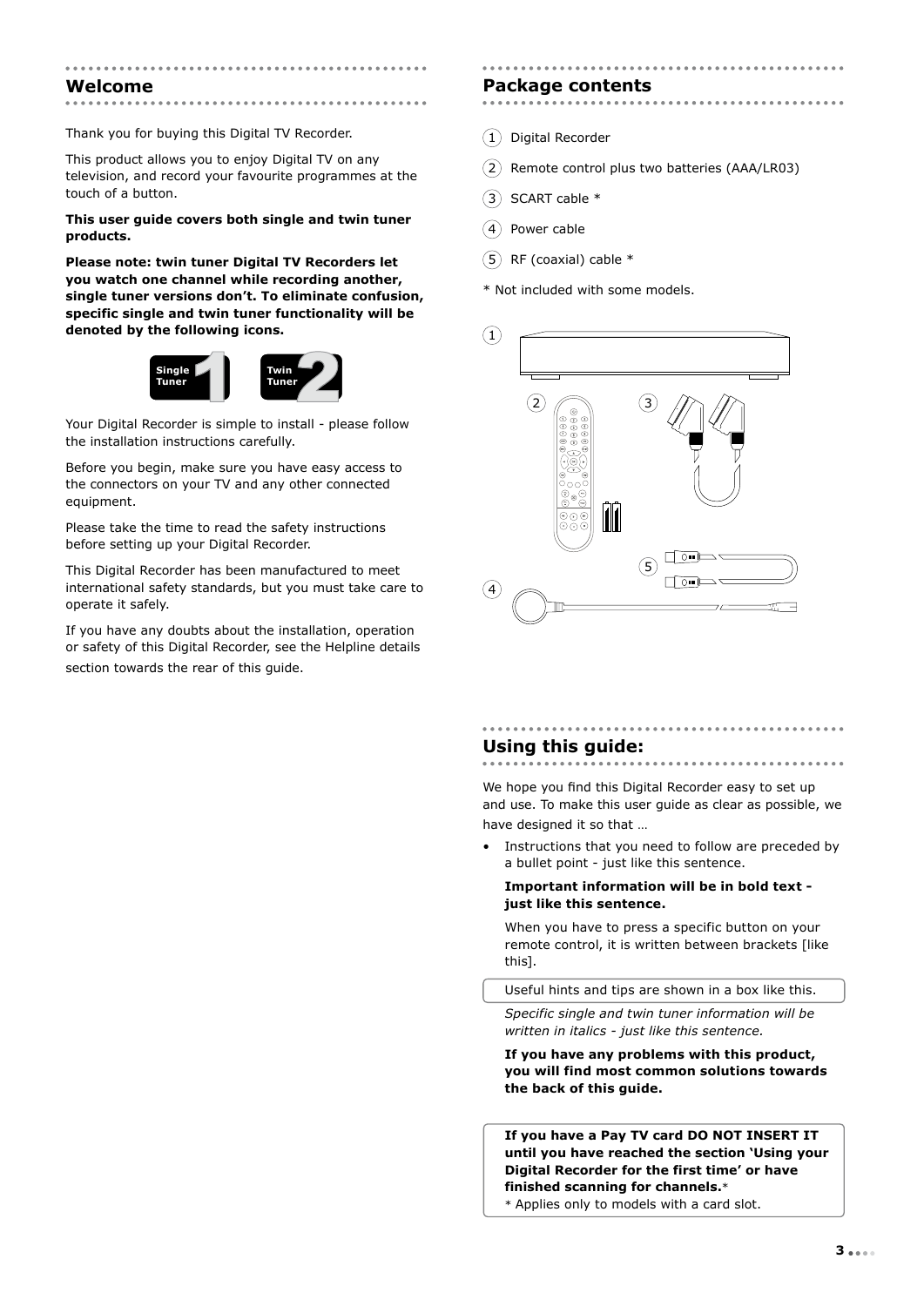## Welcome

Thank you for buying this Digital TV Recorder.

This product allows you to enjoy Digital TV on any television, and record your favourite programmes at the touch of a button.

**This user guide covers both single and twin tuner products.**

**Please note: twin tuner Digital TV Recorders let you watch one channel while recording another, single tuner versions don't. To eliminate confusion, specific single and twin tuner functionality will be denoted by the following icons.**

Single Tuner 1 Twin Tuner 2

Your Digital Recorder is simple to install - please follow the installation instructions carefully.

Before you begin, make sure you have easy access to the connectors on your TV and any other connected equipment.

Please take the time to read the safety instructions before setting up your Digital Recorder.

This Digital Recorder has been manufactured to meet international safety standards, but you must take care to operate it safely.

If you have any doubts about the installation, operation or safety of this Digital Recorder, see the Helpline details section towards the rear of this guide.

## Package contents

1. Digital Recorder
2. Remote control plus two batteries (AAA/LR03)
3. SCART cable *
4. Power cable
5. RF (coaxial) cable *

* Not included with some models.

## Using this guide:

We hope you find this Digital Recorder easy to set up and use. To make this user guide as clear as possible, we have designed it so that …

- Instructions that you need to follow are preceded by a bullet point - just like this sentence.

  **Important information will be in bold text - just like this sentence.**

  When you have to press a specific button on your remote control, it is written between brackets [like this].

  Useful hints and tips are shown in a box like this.

  *Specific single and twin tuner information will be written in italics - just like this sentence.*

  **If you have any problems with this product, you will find most common solutions towards the back of this guide.**

**If you have a Pay TV card DO NOT INSERT IT until you have reached the section 'Using your Digital Recorder for the first time' or have finished scanning for channels.***
* Applies only to models with a card slot.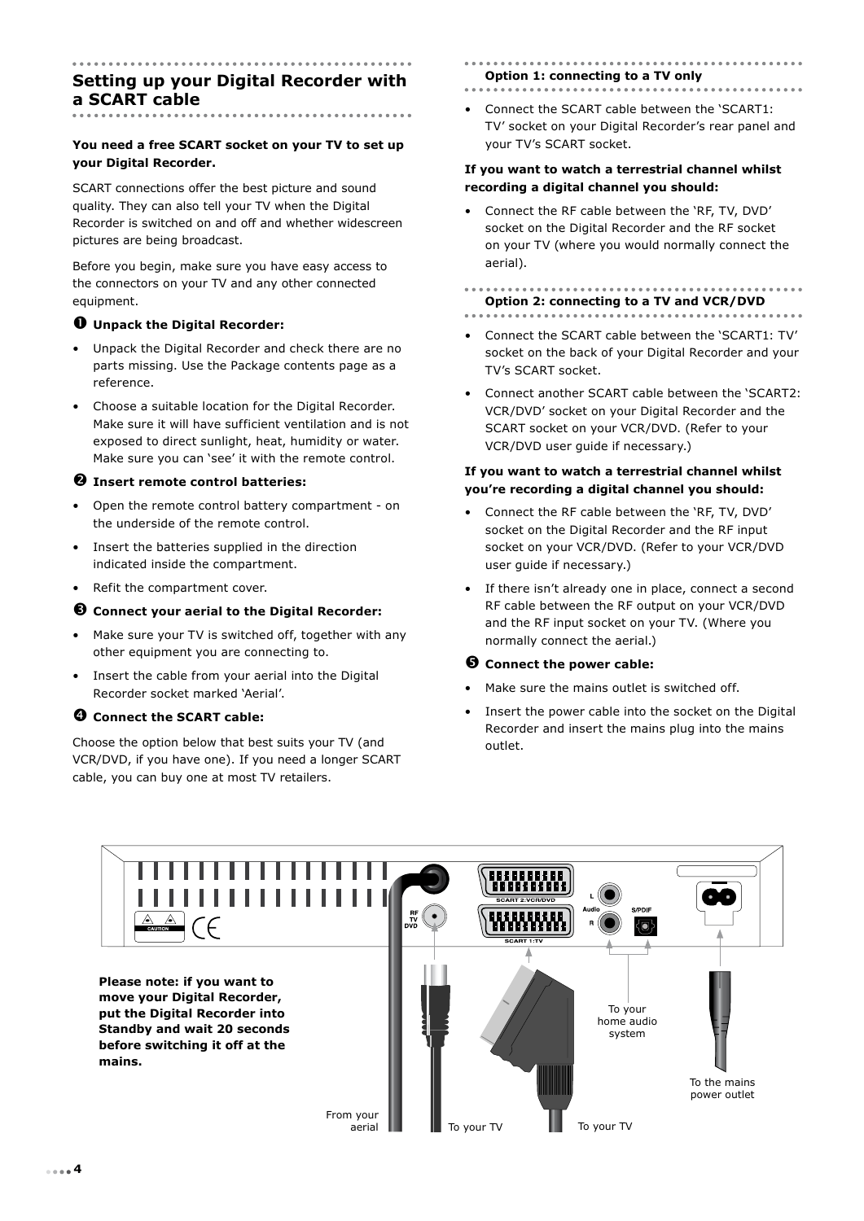## Setting up your Digital Recorder with a SCART cable

**You need a free SCART socket on your TV to set up your Digital Recorder.**

SCART connections offer the best picture and sound quality. They can also tell your TV when the Digital Recorder is switched on and off and whether widescreen pictures are being broadcast.

Before you begin, make sure you have easy access to the connectors on your TV and any other connected equipment.

### ❶ Unpack the Digital Recorder:

- Unpack the Digital Recorder and check there are no parts missing. Use the Package contents page as a reference.
- Choose a suitable location for the Digital Recorder. Make sure it will have sufficient ventilation and is not exposed to direct sunlight, heat, humidity or water. Make sure you can 'see' it with the remote control.

### ❷ Insert remote control batteries:

- Open the remote control battery compartment - on the underside of the remote control.
- Insert the batteries supplied in the direction indicated inside the compartment.
- Refit the compartment cover.

### ❸ Connect your aerial to the Digital Recorder:

- Make sure your TV is switched off, together with any other equipment you are connecting to.
- Insert the cable from your aerial into the Digital Recorder socket marked 'Aerial'.

### ❹ Connect the SCART cable:

Choose the option below that best suits your TV (and VCR/DVD, if you have one). If you need a longer SCART cable, you can buy one at most TV retailers.

#### Option 1: connecting to a TV only

- Connect the SCART cable between the 'SCART1: TV' socket on your Digital Recorder's rear panel and your TV's SCART socket.

**If you want to watch a terrestrial channel whilst recording a digital channel you should:**

- Connect the RF cable between the 'RF, TV, DVD' socket on the Digital Recorder and the RF socket on your TV (where you would normally connect the aerial).

#### Option 2: connecting to a TV and VCR/DVD

- Connect the SCART cable between the 'SCART1: TV' socket on the back of your Digital Recorder and your TV's SCART socket.
- Connect another SCART cable between the 'SCART2: VCR/DVD' socket on your Digital Recorder and the SCART socket on your VCR/DVD. (Refer to your VCR/DVD user guide if necessary.)

**If you want to watch a terrestrial channel whilst you're recording a digital channel you should:**

- Connect the RF cable between the 'RF, TV, DVD' socket on the Digital Recorder and the RF input socket on your VCR/DVD. (Refer to your VCR/DVD user guide if necessary.)
- If there isn't already one in place, connect a second RF cable between the RF output on your VCR/DVD and the RF input socket on your TV. (Where you normally connect the aerial.)

### ❺ Connect the power cable:

- Make sure the mains outlet is switched off.
- Insert the power cable into the socket on the Digital Recorder and insert the mains plug into the mains outlet.

CAUTION

RF TV DVD

SCART 2:VCR/DVD

SCART 1:TV

L Audio R

S/PDIF

**Please note: if you want to move your Digital Recorder, put the Digital Recorder into Standby and wait 20 seconds before switching it off at the mains.**

From your aerial

To your TV

To your TV

To your home audio system

To the mains power outlet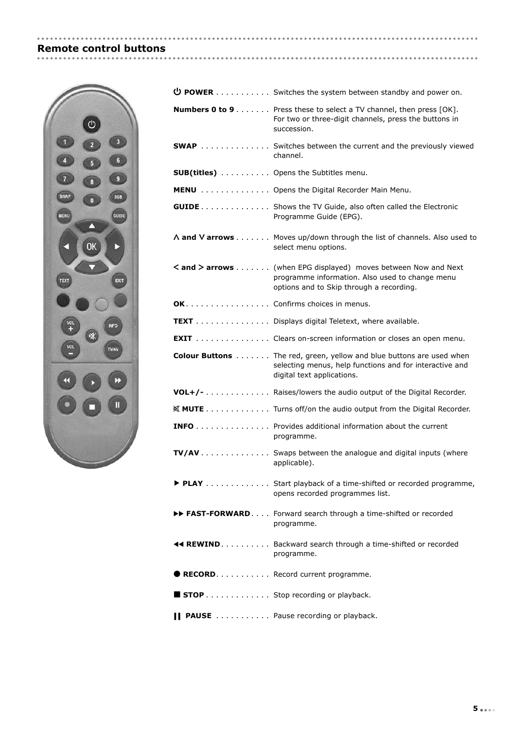## Remote control buttons

**⏻ POWER** . . . . . . . . . . . Switches the system between standby and power on.

**Numbers 0 to 9** . . . . . . . Press these to select a TV channel, then press [OK]. For two or three-digit channels, press the buttons in succession.

**SWAP** . . . . . . . . . . . . . . Switches between the current and the previously viewed channel.

**SUB(titles)** . . . . . . . . . . Opens the Subtitles menu.

**MENU** . . . . . . . . . . . . . . Opens the Digital Recorder Main Menu.

**GUIDE** . . . . . . . . . . . . . . Shows the TV Guide, also often called the Electronic Programme Guide (EPG).

**Λ and V arrows** . . . . . . . Moves up/down through the list of channels. Also used to select menu options.

**< and > arrows** . . . . . . . (when EPG displayed) moves between Now and Next programme information. Also used to change menu options and to Skip through a recording.

**OK** . . . . . . . . . . . . . . . . . Confirms choices in menus.

**TEXT** . . . . . . . . . . . . . . . Displays digital Teletext, where available.

**EXIT** . . . . . . . . . . . . . . . Clears on-screen information or closes an open menu.

**Colour Buttons** . . . . . . . The red, green, yellow and blue buttons are used when selecting menus, help functions and for interactive and digital text applications.

**VOL+/-** . . . . . . . . . . . . . Raises/lowers the audio output of the Digital Recorder.

**🔇 MUTE** . . . . . . . . . . . . . Turns off/on the audio output from the Digital Recorder.

**INFO** . . . . . . . . . . . . . . . Provides additional information about the current programme.

**TV/AV** . . . . . . . . . . . . . . Swaps between the analogue and digital inputs (where applicable).

**▶ PLAY** . . . . . . . . . . . . . Start playback of a time-shifted or recorded programme, opens recorded programmes list.

**▶▶ FAST-FORWARD** . . . . Forward search through a time-shifted or recorded programme.

**◀◀ REWIND** . . . . . . . . . . Backward search through a time-shifted or recorded programme.

**● RECORD** . . . . . . . . . . . Record current programme.

**■ STOP** . . . . . . . . . . . . . Stop recording or playback.

**|| PAUSE** . . . . . . . . . . . Pause recording or playback.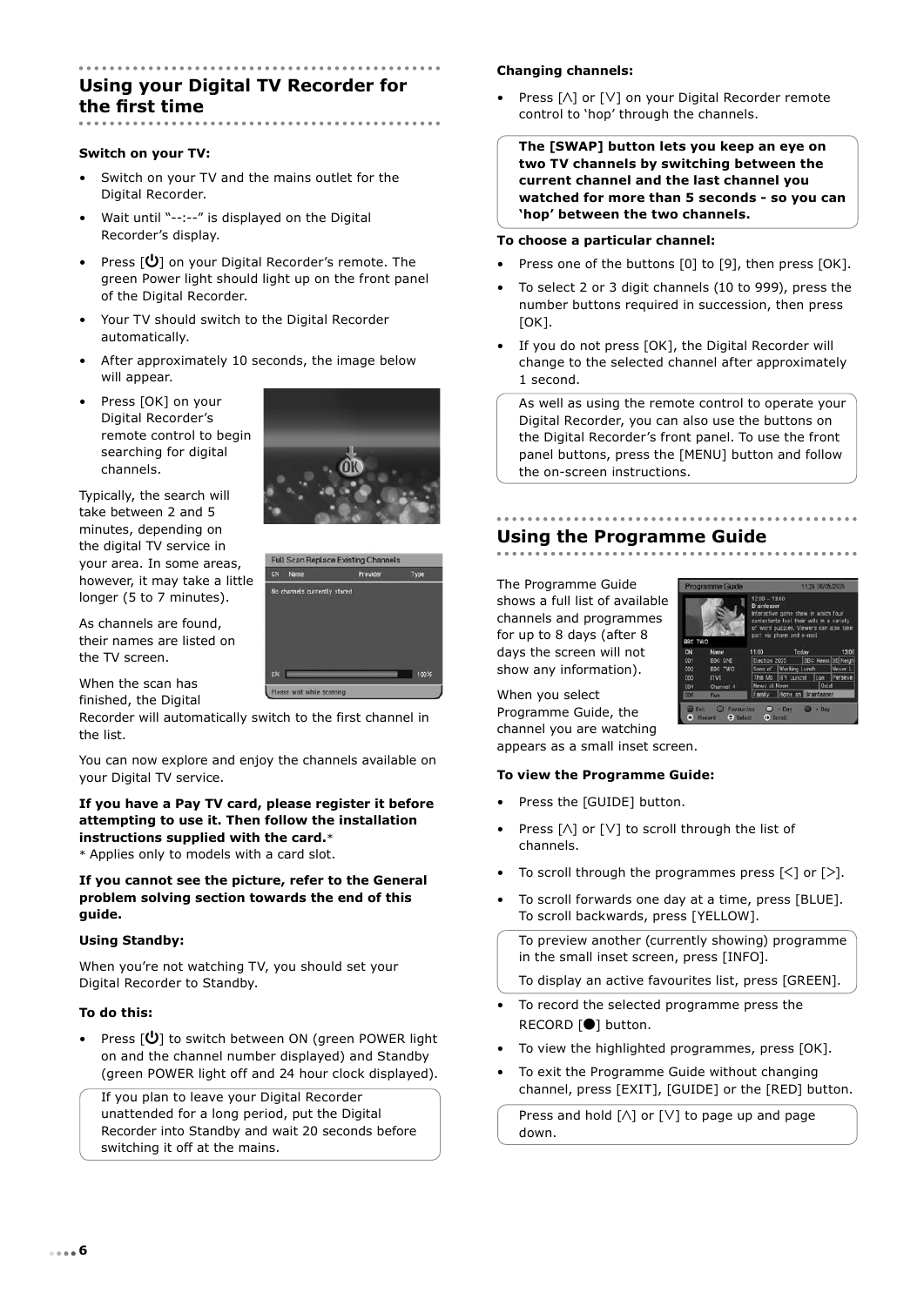## Using your Digital TV Recorder for the first time

**Switch on your TV:**

- Switch on your TV and the mains outlet for the Digital Recorder.
- Wait until "--:--" is displayed on the Digital Recorder's display.
- Press [⏻] on your Digital Recorder's remote. The green Power light should light up on the front panel of the Digital Recorder.
- Your TV should switch to the Digital Recorder automatically.
- After approximately 10 seconds, the image below will appear.
- Press [OK] on your Digital Recorder's remote control to begin searching for digital channels.

Typically, the search will take between 2 and 5 minutes, depending on the digital TV service in your area. In some areas, however, it may take a little longer (5 to 7 minutes).

As channels are found, their names are listed on the TV screen.

When the scan has finished, the Digital Recorder will automatically switch to the first channel in the list.

You can now explore and enjoy the channels available on your Digital TV service.

**If you have a Pay TV card, please register it before attempting to use it. Then follow the installation instructions supplied with the card.***
* Applies only to models with a card slot.

**If you cannot see the picture, refer to the General problem solving section towards the end of this guide.**

**Using Standby:**

When you're not watching TV, you should set your Digital Recorder to Standby.

**To do this:**

- Press [⏻] to switch between ON (green POWER light on and the channel number displayed) and Standby (green POWER light off and 24 hour clock displayed).

If you plan to leave your Digital Recorder unattended for a long period, put the Digital Recorder into Standby and wait 20 seconds before switching it off at the mains.

**Changing channels:**

- Press [∧] or [∨] on your Digital Recorder remote control to 'hop' through the channels.

**The [SWAP] button lets you keep an eye on two TV channels by switching between the current channel and the last channel you watched for more than 5 seconds - so you can 'hop' between the two channels.**

**To choose a particular channel:**

- Press one of the buttons [0] to [9], then press [OK].
- To select 2 or 3 digit channels (10 to 999), press the number buttons required in succession, then press [OK].
- If you do not press [OK], the Digital Recorder will change to the selected channel after approximately 1 second.

As well as using the remote control to operate your Digital Recorder, you can also use the buttons on the Digital Recorder's front panel. To use the front panel buttons, press the [MENU] button and follow the on-screen instructions.

## Using the Programme Guide

The Programme Guide shows a full list of available channels and programmes for up to 8 days (after 8 days the screen will not show any information).

When you select Programme Guide, the channel you are watching appears as a small inset screen.

**To view the Programme Guide:**

- Press the [GUIDE] button.
- Press [∧] or [∨] to scroll through the list of channels.
- To scroll through the programmes press [<] or [>].
- To scroll forwards one day at a time, press [BLUE]. To scroll backwards, press [YELLOW].

To preview another (currently showing) programme in the small inset screen, press [INFO].

To display an active favourites list, press [GREEN].

- To record the selected programme press the RECORD [●] button.
- To view the highlighted programmes, press [OK].
- To exit the Programme Guide without changing channel, press [EXIT], [GUIDE] or the [RED] button.

Press and hold [∧] or [∨] to page up and page down.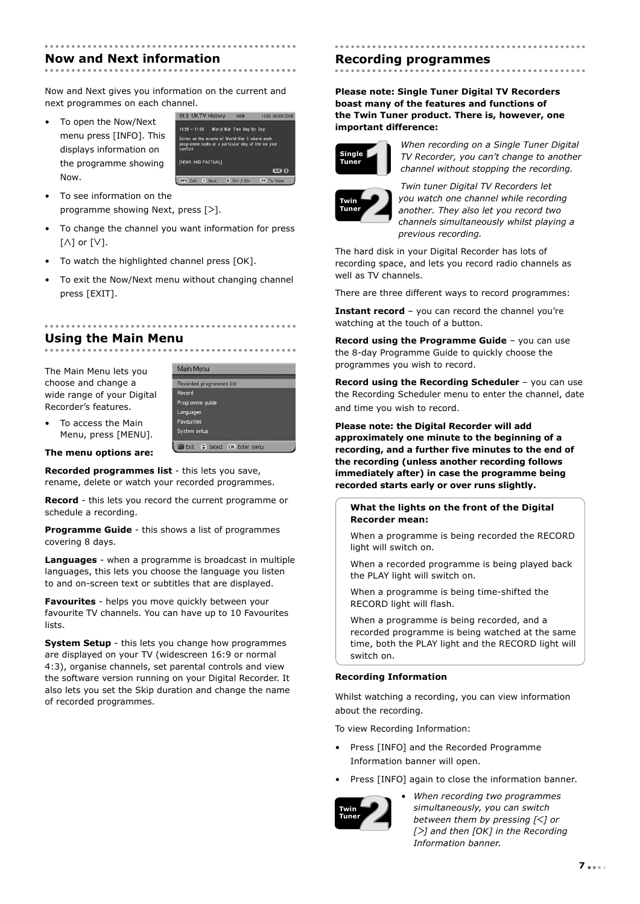## Now and Next information

Now and Next gives you information on the current and next programmes on each channel.

- To open the Now/Next menu press [INFO]. This displays information on the programme showing Now.
- To see information on the programme showing Next, press [>].
- To change the channel you want information for press [∧] or [∨].
- To watch the highlighted channel press [OK].
- To exit the Now/Next menu without changing channel press [EXIT].

## Using the Main Menu

The Main Menu lets you choose and change a wide range of your Digital Recorder's features.

- To access the Main Menu, press [MENU].

**The menu options are:**

**Recorded programmes list** - this lets you save, rename, delete or watch your recorded programmes.

**Record** - this lets you record the current programme or schedule a recording.

**Programme Guide** - this shows a list of programmes covering 8 days.

**Languages** - when a programme is broadcast in multiple languages, this lets you choose the language you listen to and on-screen text or subtitles that are displayed.

**Favourites** - helps you move quickly between your favourite TV channels. You can have up to 10 Favourites lists.

**System Setup** - this lets you change how programmes are displayed on your TV (widescreen 16:9 or normal 4:3), organise channels, set parental controls and view the software version running on your Digital Recorder. It also lets you set the Skip duration and change the name of recorded programmes.

## Recording programmes

**Please note: Single Tuner Digital TV Recorders boast many of the features and functions of the Twin Tuner product. There is, however, one important difference:**

Single Tuner 1: *When recording on a Single Tuner Digital TV Recorder, you can't change to another channel without stopping the recording.*

Twin Tuner 2: *Twin tuner Digital TV Recorders let you watch one channel while recording another. They also let you record two channels simultaneously whilst playing a previous recording.*

The hard disk in your Digital Recorder has lots of recording space, and lets you record radio channels as well as TV channels.

There are three different ways to record programmes:

**Instant record** – you can record the channel you're watching at the touch of a button.

**Record using the Programme Guide** – you can use the 8-day Programme Guide to quickly choose the programmes you wish to record.

**Record using the Recording Scheduler** – you can use the Recording Scheduler menu to enter the channel, date and time you wish to record.

**Please note: the Digital Recorder will add approximately one minute to the beginning of a recording, and a further five minutes to the end of the recording (unless another recording follows immediately after) in case the programme being recorded starts early or over runs slightly.**

**What the lights on the front of the Digital Recorder mean:**

When a programme is being recorded the RECORD light will switch on.

When a recorded programme is being played back the PLAY light will switch on.

When a programme is being time-shifted the RECORD light will flash.

When a programme is being recorded, and a recorded programme is being watched at the same time, both the PLAY light and the RECORD light will switch on.

**Recording Information**

Whilst watching a recording, you can view information about the recording.

To view Recording Information:

- Press [INFO] and the Recorded Programme Information banner will open.
- Press [INFO] again to close the information banner.

Twin Tuner 2:

- *When recording two programmes simultaneously, you can switch between them by pressing [<] or [>] and then [OK] in the Recording Information banner.*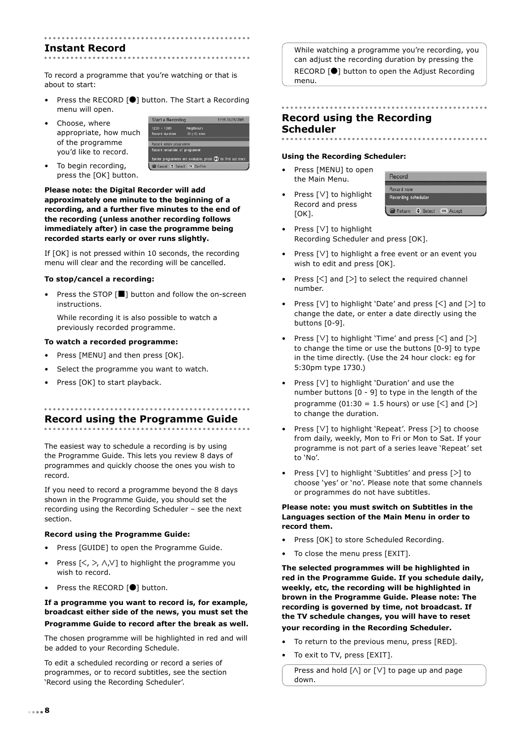## Instant Record

To record a programme that you're watching or that is about to start:

- Press the RECORD [●] button. The Start a Recording menu will open.
- Choose, where appropriate, how much of the programme you'd like to record.
- To begin recording, press the [OK] button.

**Please note: the Digital Recorder will add approximately one minute to the beginning of a recording, and a further five minutes to the end of the recording (unless another recording follows immediately after) in case the programme being recorded starts early or over runs slightly.**

If [OK] is not pressed within 10 seconds, the recording menu will clear and the recording will be cancelled.

**To stop/cancel a recording:**

- Press the STOP [■] button and follow the on-screen instructions.

  While recording it is also possible to watch a previously recorded programme.

**To watch a recorded programme:**

- Press [MENU] and then press [OK].
- Select the programme you want to watch.
- Press [OK] to start playback.

## Record using the Programme Guide

The easiest way to schedule a recording is by using the Programme Guide. This lets you review 8 days of programmes and quickly choose the ones you wish to record.

If you need to record a programme beyond the 8 days shown in the Programme Guide, you should set the recording using the Recording Scheduler – see the next section.

**Record using the Programme Guide:**

- Press [GUIDE] to open the Programme Guide.
- Press [<, >, ∧,∨] to highlight the programme you wish to record.
- Press the RECORD [●] button.

**If a programme you want to record is, for example, broadcast either side of the news, you must set the Programme Guide to record after the break as well.**

The chosen programme will be highlighted in red and will be added to your Recording Schedule.

To edit a scheduled recording or record a series of programmes, or to record subtitles, see the section 'Record using the Recording Scheduler'.

While watching a programme you're recording, you can adjust the recording duration by pressing the RECORD [●] button to open the Adjust Recording menu.

## Record using the Recording Scheduler

**Using the Recording Scheduler:**

- Press [MENU] to open the Main Menu.
- Press [∨] to highlight Record and press [OK].
- Press [∨] to highlight Recording Scheduler and press [OK].
- Press [∨] to highlight a free event or an event you wish to edit and press [OK].
- Press [<] and [>] to select the required channel number.
- Press [∨] to highlight 'Date' and press [<] and [>] to change the date, or enter a date directly using the buttons [0-9].
- Press [∨] to highlight 'Time' and press [<] and [>] to change the time or use the buttons [0-9] to type in the time directly. (Use the 24 hour clock: eg for 5:30pm type 1730.)
- Press [∨] to highlight 'Duration' and use the number buttons [0 - 9] to type in the length of the programme (01:30 = 1.5 hours) or use [<] and [>] to change the duration.
- Press [∨] to highlight 'Repeat'. Press [>] to choose from daily, weekly, Mon to Fri or Mon to Sat. If your programme is not part of a series leave 'Repeat' set to 'No'.
- Press [∨] to highlight 'Subtitles' and press [>] to choose 'yes' or 'no'. Please note that some channels or programmes do not have subtitles.

**Please note: you must switch on Subtitles in the Languages section of the Main Menu in order to record them.**

- Press [OK] to store Scheduled Recording.
- To close the menu press [EXIT].

**The selected programmes will be highlighted in red in the Programme Guide. If you schedule daily, weekly, etc, the recording will be highlighted in brown in the Programme Guide. Please note: The recording is governed by time, not broadcast. If the TV schedule changes, you will have to reset your recording in the Recording Scheduler.**

- To return to the previous menu, press [RED].
- To exit to TV, press [EXIT].

Press and hold [∧] or [∨] to page up and page down.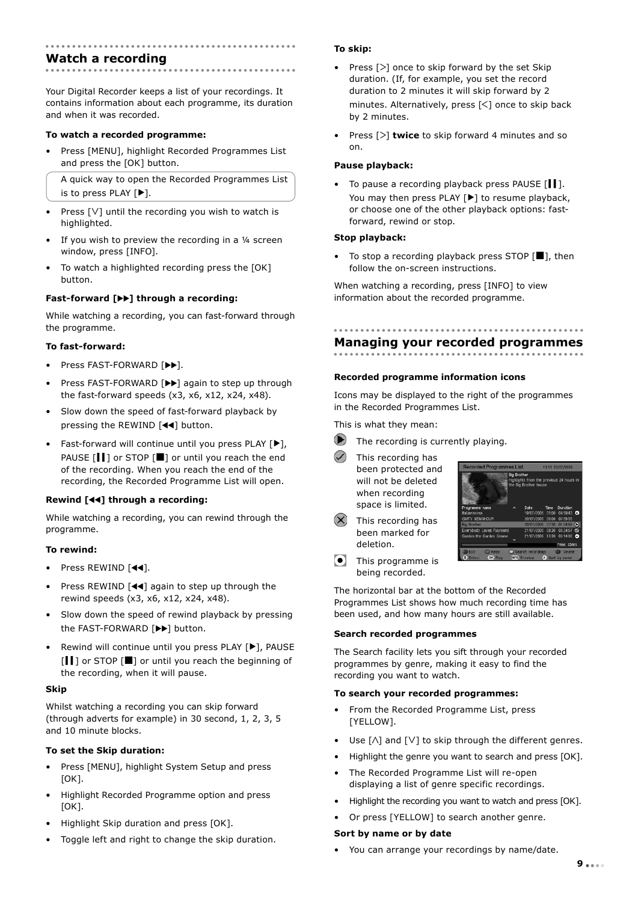## Watch a recording

Your Digital Recorder keeps a list of your recordings. It contains information about each programme, its duration and when it was recorded.

**To watch a recorded programme:**

- Press [MENU], highlight Recorded Programmes List and press the [OK] button.

> A quick way to open the Recorded Programmes List is to press PLAY [▶].

- Press [∨] until the recording you wish to watch is highlighted.
- If you wish to preview the recording in a ¼ screen window, press [INFO].
- To watch a highlighted recording press the [OK] button.

**Fast-forward [▶▶] through a recording:**

While watching a recording, you can fast-forward through the programme.

**To fast-forward:**

- Press FAST-FORWARD [▶▶].
- Press FAST-FORWARD [▶▶] again to step up through the fast-forward speeds (x3, x6, x12, x24, x48).
- Slow down the speed of fast-forward playback by pressing the REWIND [◀◀] button.
- Fast-forward will continue until you press PLAY [▶], PAUSE [❙❙] or STOP [■] or until you reach the end of the recording. When you reach the end of the recording, the Recorded Programme List will open.

**Rewind [◀◀] through a recording:**

While watching a recording, you can rewind through the programme.

**To rewind:**

- Press REWIND [◀◀].
- Press REWIND [◀◀] again to step up through the rewind speeds (x3, x6, x12, x24, x48).
- Slow down the speed of rewind playback by pressing the FAST-FORWARD [▶▶] button.
- Rewind will continue until you press PLAY [▶], PAUSE [❙❙] or STOP [■] or until you reach the beginning of the recording, when it will pause.

**Skip**

Whilst watching a recording you can skip forward (through adverts for example) in 30 second, 1, 2, 3, 5 and 10 minute blocks.

**To set the Skip duration:**

- Press [MENU], highlight System Setup and press [OK].
- Highlight Recorded Programme option and press [OK].
- Highlight Skip duration and press [OK].
- Toggle left and right to change the skip duration.

**To skip:**

- Press [>] once to skip forward by the set Skip duration. (If, for example, you set the record duration to 2 minutes it will skip forward by 2 minutes. Alternatively, press [<] once to skip back by 2 minutes.
- Press [>] **twice** to skip forward 4 minutes and so on.

**Pause playback:**

- To pause a recording playback press PAUSE [❙❙]. You may then press PLAY [▶] to resume playback, or choose one of the other playback options: fast-forward, rewind or stop.

**Stop playback:**

- To stop a recording playback press STOP [■], then follow the on-screen instructions.

When watching a recording, press [INFO] to view information about the recorded programme.

## Managing your recorded programmes

**Recorded programme information icons**

Icons may be displayed to the right of the programmes in the Recorded Programmes List.

This is what they mean:

- ▶ The recording is currently playing.
- ✓ This recording has been protected and will not be deleted when recording space is limited.
- ✕ This recording has been marked for deletion.
- ● This programme is being recorded.

The horizontal bar at the bottom of the Recorded Programmes List shows how much recording time has been used, and how many hours are still available.

**Search recorded programmes**

The Search facility lets you sift through your recorded programmes by genre, making it easy to find the recording you want to watch.

**To search your recorded programmes:**

- From the Recorded Programme List, press [YELLOW].
- Use [∧] and [∨] to skip through the different genres.
- Highlight the genre you want to search and press [OK].
- The Recorded Programme List will re-open displaying a list of genre specific recordings.
- Highlight the recording you want to watch and press [OK].
- Or press [YELLOW] to search another genre.

**Sort by name or by date**

- You can arrange your recordings by name/date.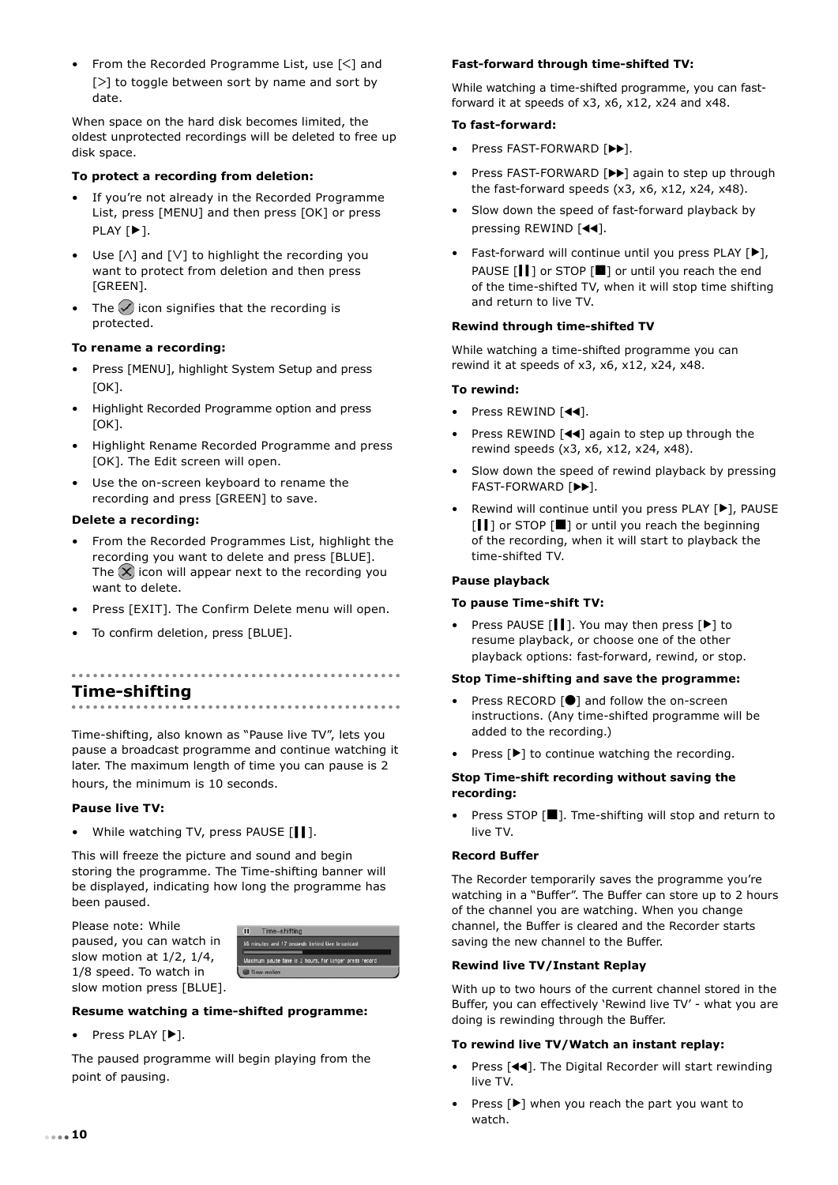- From the Recorded Programme List, use [<] and [>] to toggle between sort by name and sort by date.

When space on the hard disk becomes limited, the oldest unprotected recordings will be deleted to free up disk space.

**To protect a recording from deletion:**

- If you're not already in the Recorded Programme List, press [MENU] and then press [OK] or press PLAY [▶].
- Use [∧] and [∨] to highlight the recording you want to protect from deletion and then press [GREEN].
- The ✓ icon signifies that the recording is protected.

**To rename a recording:**

- Press [MENU], highlight System Setup and press [OK].
- Highlight Recorded Programme option and press [OK].
- Highlight Rename Recorded Programme and press [OK]. The Edit screen will open.
- Use the on-screen keyboard to rename the recording and press [GREEN] to save.

**Delete a recording:**

- From the Recorded Programmes List, highlight the recording you want to delete and press [BLUE]. The ✕ icon will appear next to the recording you want to delete.
- Press [EXIT]. The Confirm Delete menu will open.
- To confirm deletion, press [BLUE].

## Time-shifting

Time-shifting, also known as "Pause live TV", lets you pause a broadcast programme and continue watching it later. The maximum length of time you can pause is 2 hours, the minimum is 10 seconds.

**Pause live TV:**

- While watching TV, press PAUSE [❙❙].

This will freeze the picture and sound and begin storing the programme. The Time-shifting banner will be displayed, indicating how long the programme has been paused.

Please note: While paused, you can watch in slow motion at 1/2, 1/4, 1/8 speed. To watch in slow motion press [BLUE].

**Resume watching a time-shifted programme:**

- Press PLAY [▶].

The paused programme will begin playing from the point of pausing.

**Fast-forward through time-shifted TV:**

While watching a time-shifted programme, you can fast-forward it at speeds of x3, x6, x12, x24 and x48.

**To fast-forward:**

- Press FAST-FORWARD [▶▶].
- Press FAST-FORWARD [▶▶] again to step up through the fast-forward speeds (x3, x6, x12, x24, x48).
- Slow down the speed of fast-forward playback by pressing REWIND [◀◀].
- Fast-forward will continue until you press PLAY [▶], PAUSE [❙❙] or STOP [■] or until you reach the end of the time-shifted TV, when it will stop time shifting and return to live TV.

**Rewind through time-shifted TV**

While watching a time-shifted programme you can rewind it at speeds of x3, x6, x12, x24, x48.

**To rewind:**

- Press REWIND [◀◀].
- Press REWIND [◀◀] again to step up through the rewind speeds (x3, x6, x12, x24, x48).
- Slow down the speed of rewind playback by pressing FAST-FORWARD [▶▶].
- Rewind will continue until you press PLAY [▶], PAUSE [❙❙] or STOP [■] or until you reach the beginning of the recording, when it will start to playback the time-shifted TV.

**Pause playback**

**To pause Time-shift TV:**

- Press PAUSE [❙❙]. You may then press [▶] to resume playback, or choose one of the other playback options: fast-forward, rewind, or stop.

**Stop Time-shifting and save the programme:**

- Press RECORD [●] and follow the on-screen instructions. (Any time-shifted programme will be added to the recording.)
- Press [▶] to continue watching the recording.

**Stop Time-shift recording without saving the recording:**

- Press STOP [■]. Tme-shifting will stop and return to live TV.

**Record Buffer**

The Recorder temporarily saves the programme you're watching in a "Buffer". The Buffer can store up to 2 hours of the channel you are watching. When you change channel, the Buffer is cleared and the Recorder starts saving the new channel to the Buffer.

**Rewind live TV/Instant Replay**

With up to two hours of the current channel stored in the Buffer, you can effectively 'Rewind live TV' - what you are doing is rewinding through the Buffer.

**To rewind live TV/Watch an instant replay:**

- Press [◀◀]. The Digital Recorder will start rewinding live TV.
- Press [▶] when you reach the part you want to watch.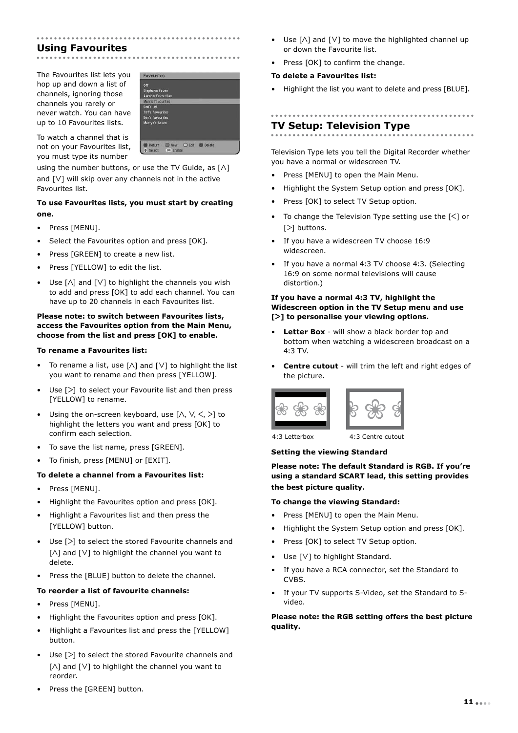## Using Favourites

The Favourites list lets you hop up and down a list of channels, ignoring those channels you rarely or never watch. You can have up to 10 Favourites lists.

To watch a channel that is not on your Favourites list, you must type its number using the number buttons, or use the TV Guide, as [∧] and [∨] will skip over any channels not in the active Favourites list.

**To use Favourites lists, you must start by creating one.**

- Press [MENU].
- Select the Favourites option and press [OK].
- Press [GREEN] to create a new list.
- Press [YELLOW] to edit the list.
- Use [∧] and [∨] to highlight the channels you wish to add and press [OK] to add each channel. You can have up to 20 channels in each Favourites list.

**Please note: to switch between Favourites lists, access the Favourites option from the Main Menu, choose from the list and press [OK] to enable.**

**To rename a Favourites list:**

- To rename a list, use [∧] and [∨] to highlight the list you want to rename and then press [YELLOW].
- Use [>] to select your Favourite list and then press [YELLOW] to rename.
- Using the on-screen keyboard, use [∧, ∨, <, >] to highlight the letters you want and press [OK] to confirm each selection.
- To save the list name, press [GREEN].
- To finish, press [MENU] or [EXIT].

**To delete a channel from a Favourites list:**

- Press [MENU].
- Highlight the Favourites option and press [OK].
- Highlight a Favourites list and then press the [YELLOW] button.
- Use [>] to select the stored Favourite channels and [∧] and [∨] to highlight the channel you want to delete.
- Press the [BLUE] button to delete the channel.

**To reorder a list of favourite channels:**

- Press [MENU].
- Highlight the Favourites option and press [OK].
- Highlight a Favourites list and press the [YELLOW] button.
- Use [>] to select the stored Favourite channels and [∧] and [∨] to highlight the channel you want to reorder.
- Press the [GREEN] button.
- Use [∧] and [∨] to move the highlighted channel up or down the Favourite list.
- Press [OK] to confirm the change.

**To delete a Favourites list:**

- Highlight the list you want to delete and press [BLUE].

## TV Setup: Television Type

Television Type lets you tell the Digital Recorder whether you have a normal or widescreen TV.

- Press [MENU] to open the Main Menu.
- Highlight the System Setup option and press [OK].
- Press [OK] to select TV Setup option.
- To change the Television Type setting use the [<] or [>] buttons.
- If you have a widescreen TV choose 16:9 widescreen.
- If you have a normal 4:3 TV choose 4:3. (Selecting 16:9 on some normal televisions will cause distortion.)

**If you have a normal 4:3 TV, highlight the Widescreen option in the TV Setup menu and use [>] to personalise your viewing options.**

- **Letter Box** - will show a black border top and bottom when watching a widescreen broadcast on a 4:3 TV.
- **Centre cutout** - will trim the left and right edges of the picture.

4:3 Letterbox

4:3 Centre cutout

**Setting the viewing Standard**

**Please note: The default Standard is RGB. If you're using a standard SCART lead, this setting provides the best picture quality.**

**To change the viewing Standard:**

- Press [MENU] to open the Main Menu.
- Highlight the System Setup option and press [OK].
- Press [OK] to select TV Setup option.
- Use [∨] to highlight Standard.
- If you have a RCA connector, set the Standard to CVBS.
- If your TV supports S-Video, set the Standard to S-video.

**Please note: the RGB setting offers the best picture quality.**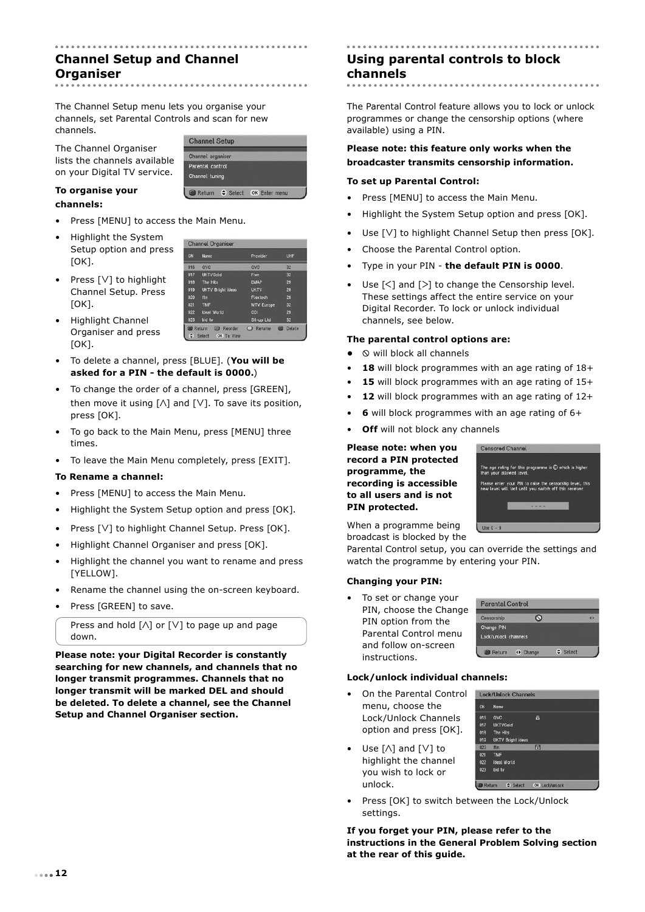## Channel Setup and Channel Organiser

The Channel Setup menu lets you organise your channels, set Parental Controls and scan for new channels.

The Channel Organiser lists the channels available on your Digital TV service.

**To organise your channels:**

- Press [MENU] to access the Main Menu.
- Highlight the System Setup option and press [OK].
- Press [V] to highlight Channel Setup. Press [OK].
- Highlight Channel Organiser and press [OK].
- To delete a channel, press [BLUE]. (**You will be asked for a PIN - the default is 0000.**)
- To change the order of a channel, press [GREEN], then move it using [Λ] and [V]. To save its position, press [OK].
- To go back to the Main Menu, press [MENU] three times.
- To leave the Main Menu completely, press [EXIT].

**To Rename a channel:**

- Press [MENU] to access the Main Menu.
- Highlight the System Setup option and press [OK].
- Press [V] to highlight Channel Setup. Press [OK].
- Highlight Channel Organiser and press [OK].
- Highlight the channel you want to rename and press [YELLOW].
- Rename the channel using the on-screen keyboard.
- Press [GREEN] to save.

Press and hold [Λ] or [V] to page up and page down.

**Please note: your Digital Recorder is constantly searching for new channels, and channels that no longer transmit programmes. Channels that no longer transmit will be marked DEL and should be deleted. To delete a channel, see the Channel Setup and Channel Organiser section.**

## Using parental controls to block channels

The Parental Control feature allows you to lock or unlock programmes or change the censorship options (where available) using a PIN.

**Please note: this feature only works when the broadcaster transmits censorship information.**

**To set up Parental Control:**

- Press [MENU] to access the Main Menu.
- Highlight the System Setup option and press [OK].
- Use [V] to highlight Channel Setup then press [OK].
- Choose the Parental Control option.
- Type in your PIN - **the default PIN is 0000**.
- Use [<] and [>] to change the Censorship level. These settings affect the entire service on your Digital Recorder. To lock or unlock individual channels, see below.

**The parental control options are:**

- ⦸ will block all channels
- **18** will block programmes with an age rating of 18+
- **15** will block programmes with an age rating of 15+
- **12** will block programmes with an age rating of 12+
- **6** will block programmes with an age rating of 6+
- **Off** will not block any channels

**Please note: when you record a PIN protected programme, the recording is accessible to all users and is not PIN protected.**

When a programme being broadcast is blocked by the Parental Control setup, you can override the settings and watch the programme by entering your PIN.

**Changing your PIN:**

- To set or change your PIN, choose the Change PIN option from the Parental Control menu and follow on-screen instructions.

**Lock/unlock individual channels:**

- On the Parental Control menu, choose the Lock/Unlock Channels option and press [OK].
- Use [Λ] and [V] to highlight the channel you wish to lock or unlock.
- Press [OK] to switch between the Lock/Unlock settings.

**If you forget your PIN, please refer to the instructions in the General Problem Solving section at the rear of this guide.**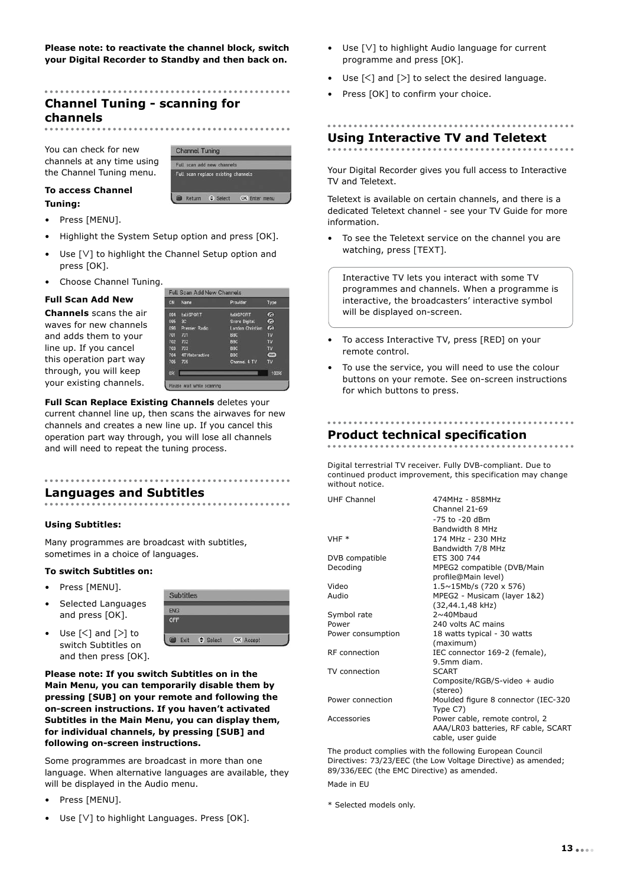**Please note: to reactivate the channel block, switch your Digital Recorder to Standby and then back on.**

## Channel Tuning - scanning for channels

You can check for new channels at any time using the Channel Tuning menu.

**To access Channel Tuning:**

- Press [MENU].
- Highlight the System Setup option and press [OK].
- Use [V] to highlight the Channel Setup option and press [OK].
- Choose Channel Tuning.

**Full Scan Add New Channels** scans the air waves for new channels and adds them to your line up. If you cancel this operation part way through, you will keep your existing channels.

**Full Scan Replace Existing Channels** deletes your current channel line up, then scans the airwaves for new channels and creates a new line up. If you cancel this operation part way through, you will lose all channels and will need to repeat the tuning process.

## Languages and Subtitles

**Using Subtitles:**

Many programmes are broadcast with subtitles, sometimes in a choice of languages.

**To switch Subtitles on:**

- Press [MENU].
- Selected Languages and press [OK].
- Use [<] and [>] to switch Subtitles on and then press [OK].

**Please note: If you switch Subtitles on in the Main Menu, you can temporarily disable them by pressing [SUB] on your remote and following the on-screen instructions. If you haven't activated Subtitles in the Main Menu, you can display them, for individual channels, by pressing [SUB] and following on-screen instructions.**

Some programmes are broadcast in more than one language. When alternative languages are available, they will be displayed in the Audio menu.

- Press [MENU].
- Use [V] to highlight Languages. Press [OK].
- Use [V] to highlight Audio language for current programme and press [OK].
- Use [<] and [>] to select the desired language.
- Press [OK] to confirm your choice.

## Using Interactive TV and Teletext

Your Digital Recorder gives you full access to Interactive TV and Teletext.

Teletext is available on certain channels, and there is a dedicated Teletext channel - see your TV Guide for more information.

- To see the Teletext service on the channel you are watching, press [TEXT].

Interactive TV lets you interact with some TV programmes and channels. When a programme is interactive, the broadcasters' interactive symbol will be displayed on-screen.

- To access Interactive TV, press [RED] on your remote control.
- To use the service, you will need to use the colour buttons on your remote. See on-screen instructions for which buttons to press.

## Product technical specification

Digital terrestrial TV receiver. Fully DVB-compliant. Due to continued product improvement, this specification may change without notice.

| | |
|---|---|
| UHF Channel | 474MHz - 858MHz<br>Channel 21-69<br>-75 to -20 dBm<br>Bandwidth 8 MHz |
| VHF * | 174 MHz - 230 MHz<br>Bandwidth 7/8 MHz |
| DVB compatible | ETS 300 744 |
| Decoding | MPEG2 compatible (DVB/Main profile@Main level) |
| Video | 1.5~15Mb/s (720 x 576) |
| Audio | MPEG2 - Musicam (layer 1&2) (32,44.1,48 kHz) |
| Symbol rate | 2~40Mbaud |
| Power | 240 volts AC mains |
| Power consumption | 18 watts typical - 30 watts (maximum) |
| RF connection | IEC connector 169-2 (female), 9.5mm diam. |
| TV connection | SCART<br>Composite/RGB/S-video + audio (stereo) |
| Power connection | Moulded figure 8 connector (IEC-320 Type C7) |
| Accessories | Power cable, remote control, 2 AAA/LR03 batteries, RF cable, SCART cable, user guide |

The product complies with the following European Council Directives: 73/23/EEC (the Low Voltage Directive) as amended; 89/336/EEC (the EMC Directive) as amended.

Made in EU

\* Selected models only.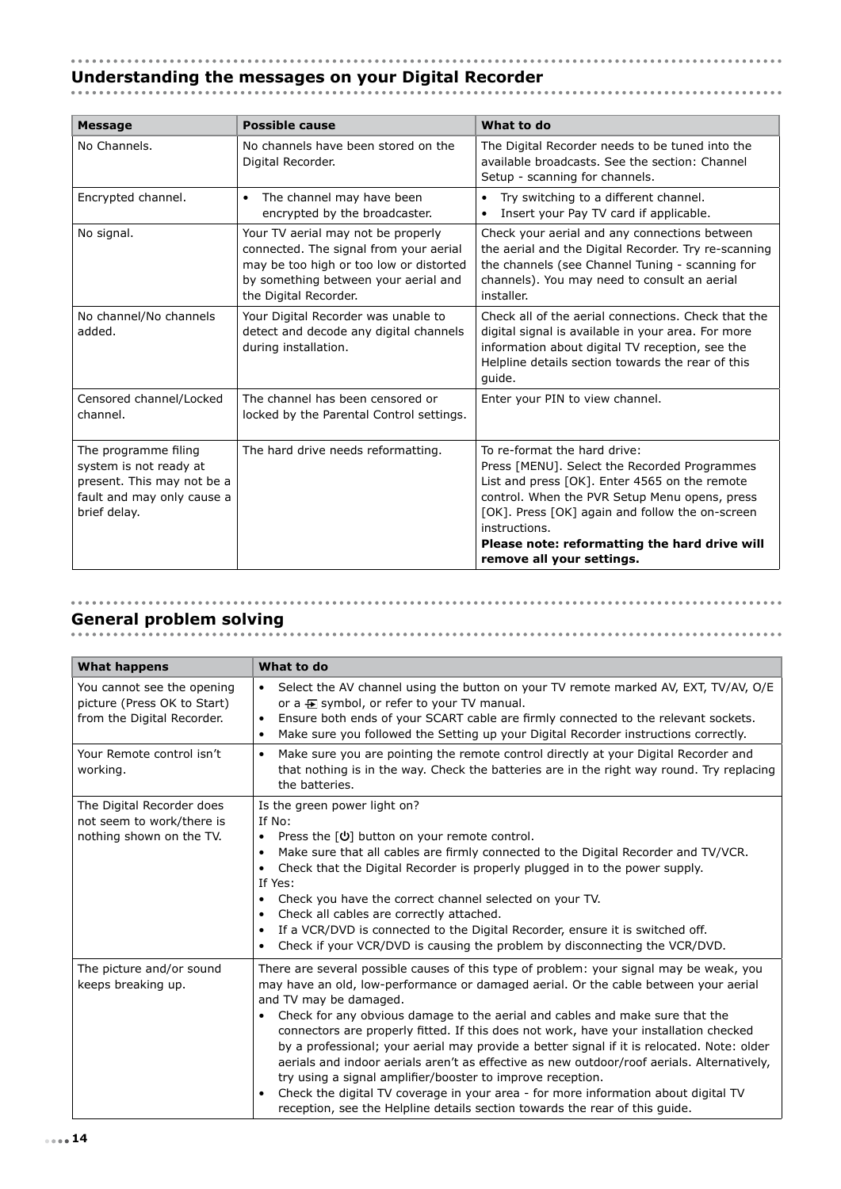## Understanding the messages on your Digital Recorder

| Message | Possible cause | What to do |
|---|---|---|
| No Channels. | No channels have been stored on the Digital Recorder. | The Digital Recorder needs to be tuned into the available broadcasts. See the section: Channel Setup - scanning for channels. |
| Encrypted channel. | • The channel may have been encrypted by the broadcaster. | • Try switching to a different channel.<br>• Insert your Pay TV card if applicable. |
| No signal. | Your TV aerial may not be properly connected. The signal from your aerial may be too high or too low or distorted by something between your aerial and the Digital Recorder. | Check your aerial and any connections between the aerial and the Digital Recorder. Try re-scanning the channels (see Channel Tuning - scanning for channels). You may need to consult an aerial installer. |
| No channel/No channels added. | Your Digital Recorder was unable to detect and decode any digital channels during installation. | Check all of the aerial connections. Check that the digital signal is available in your area. For more information about digital TV reception, see the Helpline details section towards the rear of this guide. |
| Censored channel/Locked channel. | The channel has been censored or locked by the Parental Control settings. | Enter your PIN to view channel. |
| The programme filing system is not ready at present. This may not be a fault and may only cause a brief delay. | The hard drive needs reformatting. | To re-format the hard drive:<br>Press [MENU]. Select the Recorded Programmes List and press [OK]. Enter 4565 on the remote control. When the PVR Setup Menu opens, press [OK]. Press [OK] again and follow the on-screen instructions.<br>**Please note: reformatting the hard drive will remove all your settings.** |

## General problem solving

| What happens | What to do |
|---|---|
| You cannot see the opening picture (Press OK to Start) from the Digital Recorder. | • Select the AV channel using the button on your TV remote marked AV, EXT, TV/AV, O/E or a ⇥ symbol, or refer to your TV manual.<br>• Ensure both ends of your SCART cable are firmly connected to the relevant sockets.<br>• Make sure you followed the Setting up your Digital Recorder instructions correctly. |
| Your Remote control isn't working. | • Make sure you are pointing the remote control directly at your Digital Recorder and that nothing is in the way. Check the batteries are in the right way round. Try replacing the batteries. |
| The Digital Recorder does not seem to work/there is nothing shown on the TV. | Is the green power light on?<br>If No:<br>• Press the [⏻] button on your remote control.<br>• Make sure that all cables are firmly connected to the Digital Recorder and TV/VCR.<br>• Check that the Digital Recorder is properly plugged in to the power supply.<br>If Yes:<br>• Check you have the correct channel selected on your TV.<br>• Check all cables are correctly attached.<br>• If a VCR/DVD is connected to the Digital Recorder, ensure it is switched off.<br>• Check if your VCR/DVD is causing the problem by disconnecting the VCR/DVD. |
| The picture and/or sound keeps breaking up. | There are several possible causes of this type of problem: your signal may be weak, you may have an old, low-performance or damaged aerial. Or the cable between your aerial and TV may be damaged.<br>• Check for any obvious damage to the aerial and cables and make sure that the connectors are properly fitted. If this does not work, have your installation checked by a professional; your aerial may provide a better signal if it is relocated. Note: older aerials and indoor aerials aren't as effective as new outdoor/roof aerials. Alternatively, try using a signal amplifier/booster to improve reception.<br>• Check the digital TV coverage in your area - for more information about digital TV reception, see the Helpline details section towards the rear of this guide. |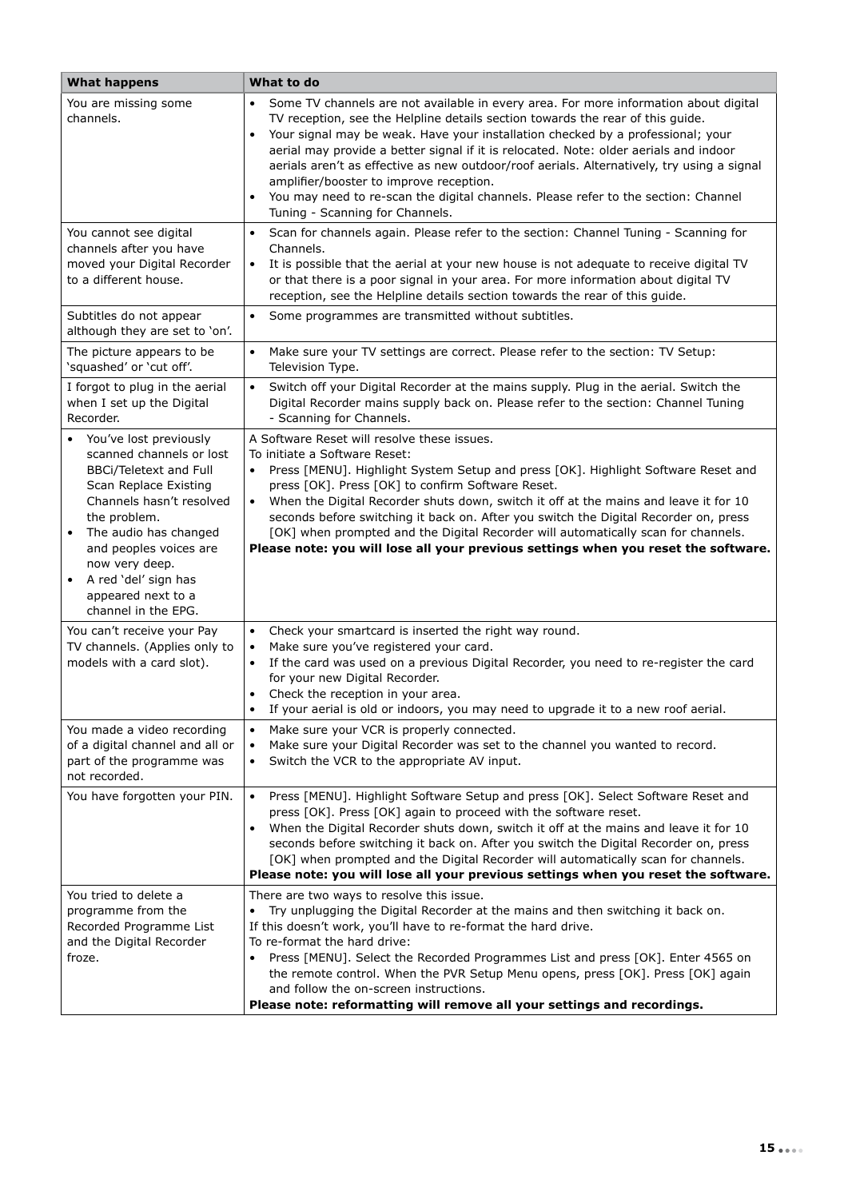| What happens | What to do |
|---|---|
| You are missing some channels. | • Some TV channels are not available in every area. For more information about digital TV reception, see the Helpline details section towards the rear of this guide.<br>• Your signal may be weak. Have your installation checked by a professional; your aerial may provide a better signal if it is relocated. Note: older aerials and indoor aerials aren't as effective as new outdoor/roof aerials. Alternatively, try using a signal amplifier/booster to improve reception.<br>• You may need to re-scan the digital channels. Please refer to the section: Channel Tuning - Scanning for Channels. |
| You cannot see digital channels after you have moved your Digital Recorder to a different house. | • Scan for channels again. Please refer to the section: Channel Tuning - Scanning for Channels.<br>• It is possible that the aerial at your new house is not adequate to receive digital TV or that there is a poor signal in your area. For more information about digital TV reception, see the Helpline details section towards the rear of this guide. |
| Subtitles do not appear although they are set to 'on'. | • Some programmes are transmitted without subtitles. |
| The picture appears to be 'squashed' or 'cut off'. | • Make sure your TV settings are correct. Please refer to the section: TV Setup: Television Type. |
| I forgot to plug in the aerial when I set up the Digital Recorder. | • Switch off your Digital Recorder at the mains supply. Plug in the aerial. Switch the Digital Recorder mains supply back on. Please refer to the section: Channel Tuning - Scanning for Channels. |
| • You've lost previously scanned channels or lost BBCi/Teletext and Full Scan Replace Existing Channels hasn't resolved the problem.<br>• The audio has changed and peoples voices are now very deep.<br>• A red 'del' sign has appeared next to a channel in the EPG. | A Software Reset will resolve these issues.<br>To initiate a Software Reset:<br>• Press [MENU]. Highlight System Setup and press [OK]. Highlight Software Reset and press [OK]. Press [OK] to confirm Software Reset.<br>• When the Digital Recorder shuts down, switch it off at the mains and leave it for 10 seconds before switching it back on. After you switch the Digital Recorder on, press [OK] when prompted and the Digital Recorder will automatically scan for channels.<br>**Please note: you will lose all your previous settings when you reset the software.** |
| You can't receive your Pay TV channels. (Applies only to models with a card slot). | • Check your smartcard is inserted the right way round.<br>• Make sure you've registered your card.<br>• If the card was used on a previous Digital Recorder, you need to re-register the card for your new Digital Recorder.<br>• Check the reception in your area.<br>• If your aerial is old or indoors, you may need to upgrade it to a new roof aerial. |
| You made a video recording of a digital channel and all or part of the programme was not recorded. | • Make sure your VCR is properly connected.<br>• Make sure your Digital Recorder was set to the channel you wanted to record.<br>• Switch the VCR to the appropriate AV input. |
| You have forgotten your PIN. | • Press [MENU]. Highlight Software Setup and press [OK]. Select Software Reset and press [OK]. Press [OK] again to proceed with the software reset.<br>• When the Digital Recorder shuts down, switch it off at the mains and leave it for 10 seconds before switching it back on. After you switch the Digital Recorder on, press [OK] when prompted and the Digital Recorder will automatically scan for channels.<br>**Please note: you will lose all your previous settings when you reset the software.** |
| You tried to delete a programme from the Recorded Programme List and the Digital Recorder froze. | There are two ways to resolve this issue.<br>• Try unplugging the Digital Recorder at the mains and then switching it back on.<br>If this doesn't work, you'll have to re-format the hard drive.<br>To re-format the hard drive:<br>• Press [MENU]. Select the Recorded Programmes List and press [OK]. Enter 4565 on the remote control. When the PVR Setup Menu opens, press [OK]. Press [OK] again and follow the on-screen instructions.<br>**Please note: reformatting will remove all your settings and recordings.** |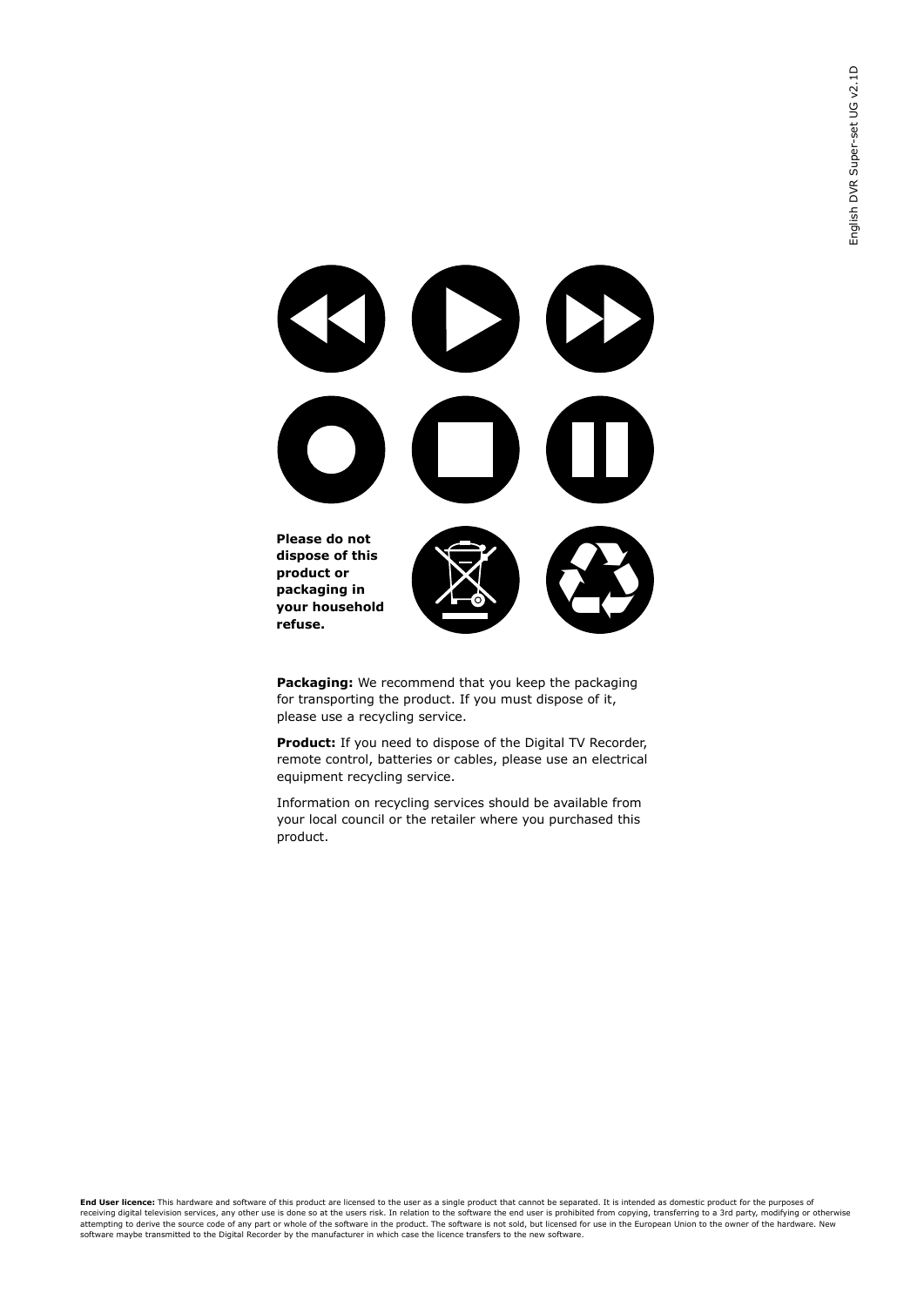**Please do not dispose of this product or packaging in your household refuse.**

**Packaging:** We recommend that you keep the packaging for transporting the product. If you must dispose of it, please use a recycling service.

**Product:** If you need to dispose of the Digital TV Recorder, remote control, batteries or cables, please use an electrical equipment recycling service.

Information on recycling services should be available from your local council or the retailer where you purchased this product.

**End User licence:** This hardware and software of this product are licensed to the user as a single product that cannot be separated. It is intended as domestic product for the purposes of receiving digital television services, any other use is done so at the users risk. In relation to the software the end user is prohibited from copying, transferring to a 3rd party, modifying or otherwise attempting to derive the source code of any part or whole of the software in the product. The software is not sold, but licensed for use in the European Union to the owner of the hardware. New software maybe transmitted to the Digital Recorder by the manufacturer in which case the licence transfers to the new software.